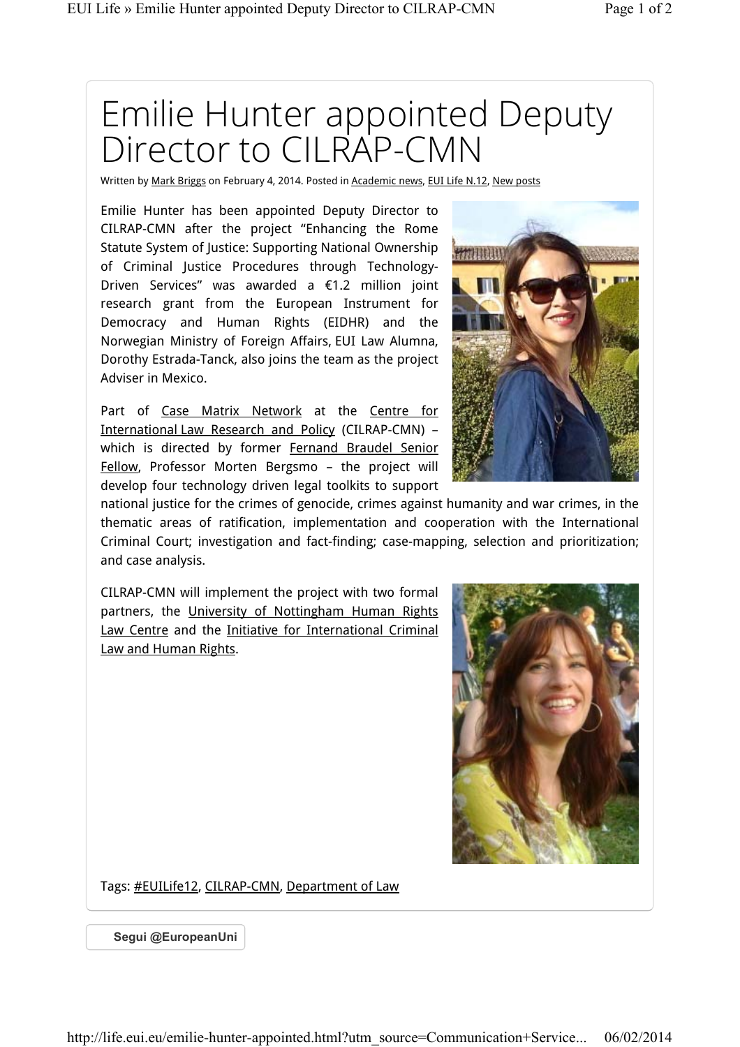# Emilie Hunter appointed Deputy Director to CILRAP-CMN

Written by Mark Briggs on February 4, 2014. Posted in Academic news, EUI Life N.12, New posts

Emilie Hunter has been appointed Deputy Director to CILRAP-CMN after the project "Enhancing the Rome Statute System of Justice: Supporting National Ownership of Criminal Justice Procedures through Technology-Driven Services" was awarded a €1.2 million joint research grant from the European Instrument for Democracy and Human Rights (EIDHR) and the Norwegian Ministry of Foreign Affairs, EUI Law Alumna, Dorothy Estrada-Tanck, also joins the team as the project Adviser in Mexico.

Part of Case Matrix Network at the Centre for International Law Research and Policy (CILRAP-CMN) – which is directed by former Fernand Braudel Senior Fellow, Professor Morten Bergsmo – the project will develop four technology driven legal toolkits to support national justice for the crimes of genocide, crimes against humanity and war crimes, in the thematic areas of ratification, implementation and cooperation with the International Criminal Court; investigation and fact-finding; case-mapping, selection and prioritization; and case analysis.

CILRAP-CMN will implement the project with two formal partners, the University of Nottingham Human Rights Law Centre and the Initiative for International Criminal Law and Human Rights.

Tags: #EUILife12, CILRAP-CMN, Department of Law

Segui @EuropeanUni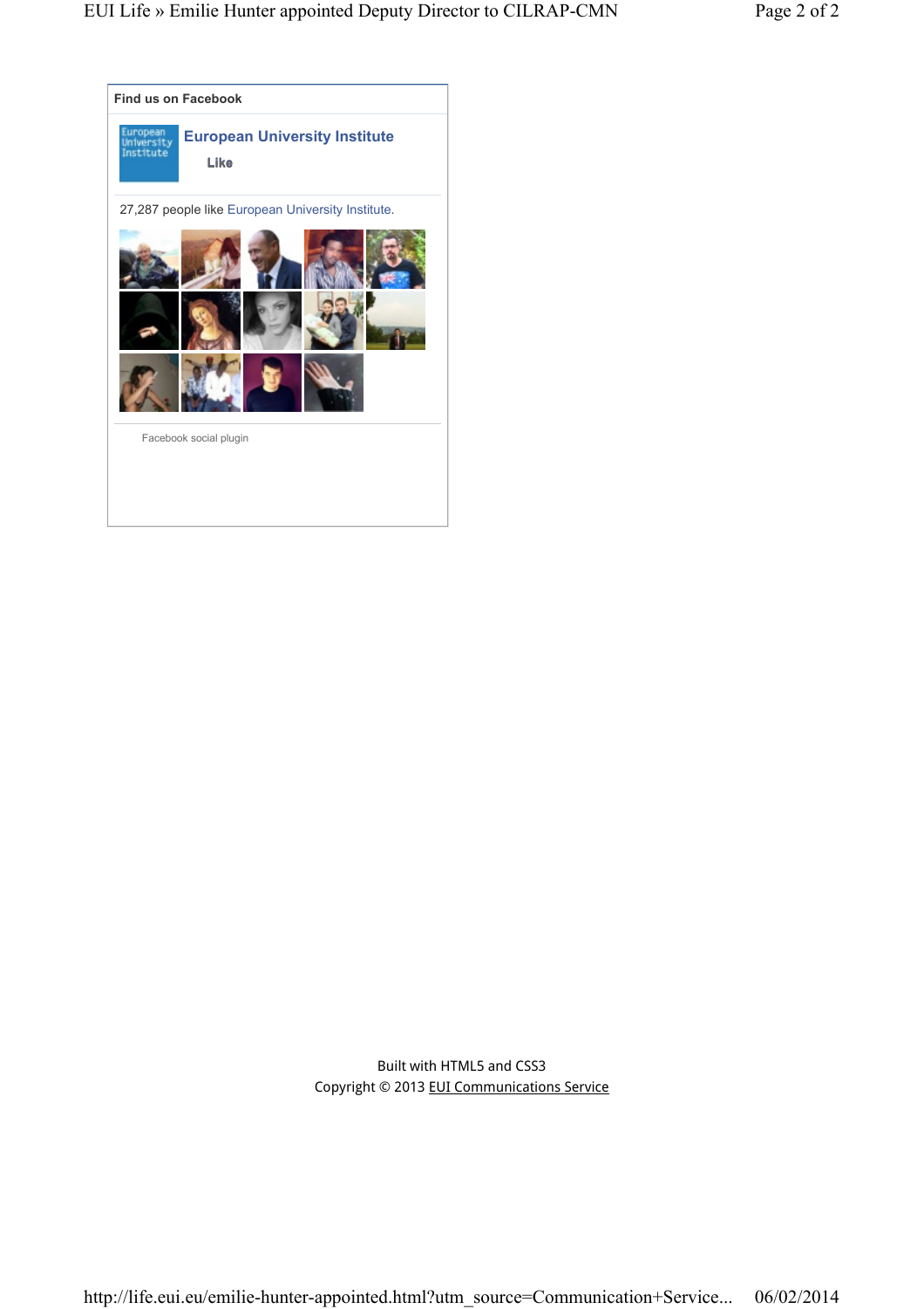Find us on Facebook

**European University Institute**

Like

27,287 people like European University Institute.

Facebook social plugin

Built with HTML5 and CSS3

Copyright © 2013 EUI Communications Service